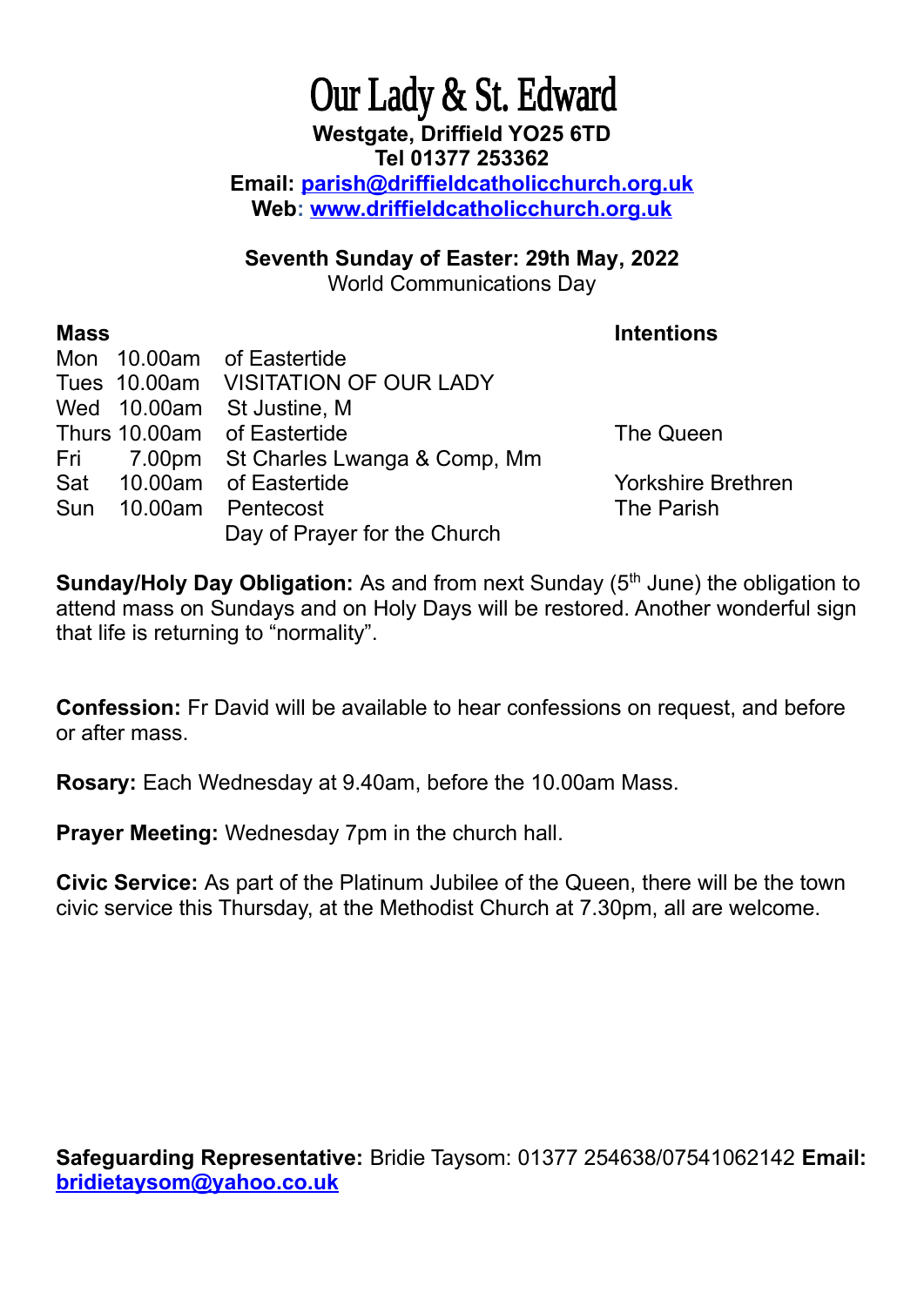# Our Lady & St. Edward

**Westgate, Driffield YO25 6TD**
**Tel 01377 253362**
**Email: parish@driffieldcatholicchurch.org.uk**
**Web: www.driffieldcatholicchurch.org.uk**

**Seventh Sunday of Easter: 29th May, 2022**
World Communications Day

| **Mass** | | | **Intentions** |
|---|---|---|---|
| Mon | 10.00am | of Eastertide | |
| Tues | 10.00am | VISITATION OF OUR LADY | |
| Wed | 10.00am | St Justine, M | |
| Thurs | 10.00am | of Eastertide | The Queen |
| Fri | 7.00pm | St Charles Lwanga & Comp, Mm | |
| Sat | 10.00am | of Eastertide | Yorkshire Brethren |
| Sun | 10.00am | Pentecost<br>Day of Prayer for the Church | The Parish |

**Sunday/Holy Day Obligation:** As and from next Sunday (5th June) the obligation to attend mass on Sundays and on Holy Days will be restored. Another wonderful sign that life is returning to "normality".

**Confession:** Fr David will be available to hear confessions on request, and before or after mass.

**Rosary:** Each Wednesday at 9.40am, before the 10.00am Mass.

**Prayer Meeting:** Wednesday 7pm in the church hall.

**Civic Service:** As part of the Platinum Jubilee of the Queen, there will be the town civic service this Thursday, at the Methodist Church at 7.30pm, all are welcome.

**Safeguarding Representative:** Bridie Taysom: 01377 254638/07541062142 **Email:** bridietaysom@yahoo.co.uk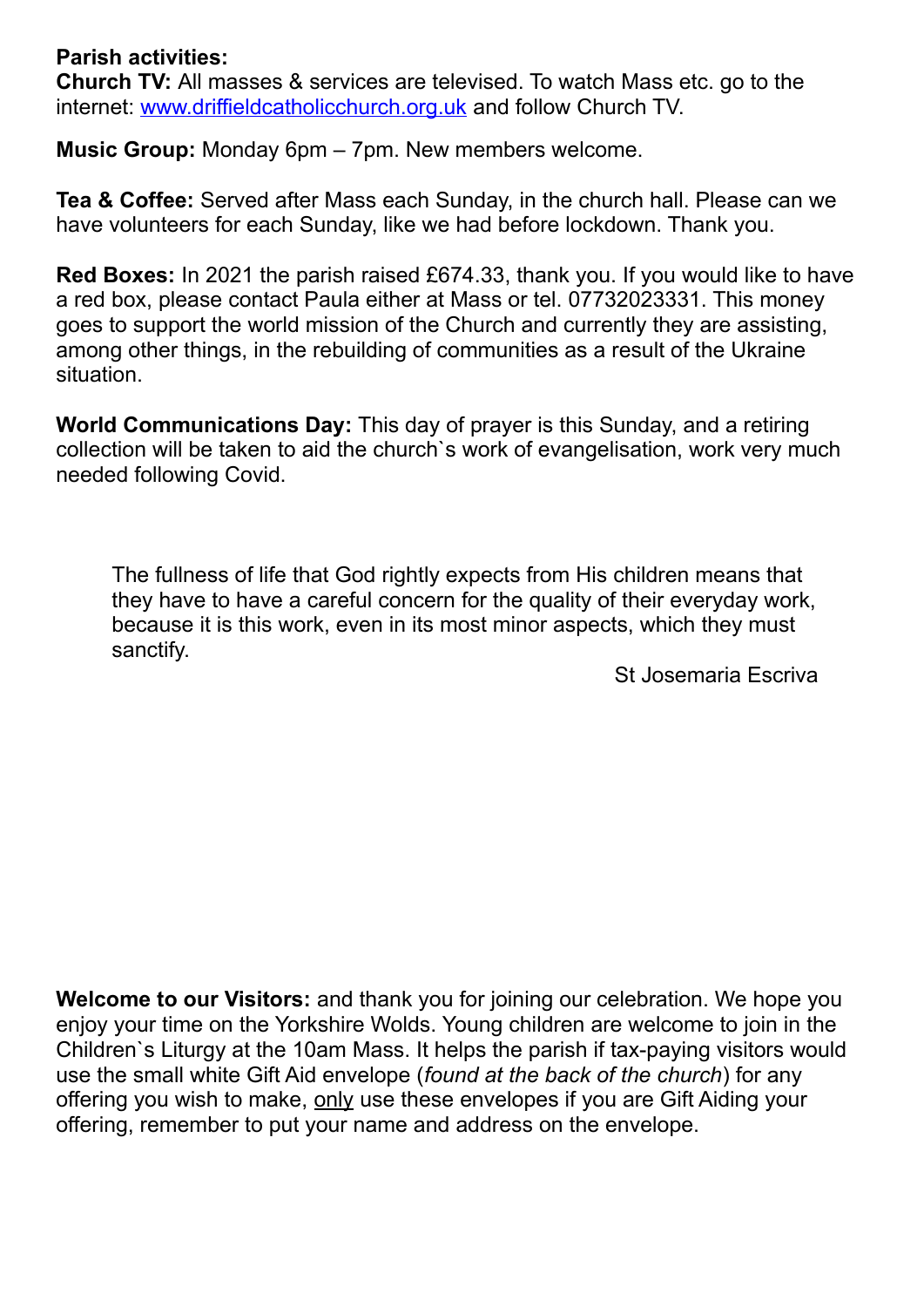**Parish activities:**
**Church TV:** All masses & services are televised. To watch Mass etc. go to the internet: [www.driffieldcatholicchurch.org.uk](http://www.driffieldcatholicchurch.org.uk) and follow Church TV.

**Music Group:** Monday 6pm – 7pm. New members welcome.

**Tea & Coffee:** Served after Mass each Sunday, in the church hall. Please can we have volunteers for each Sunday, like we had before lockdown. Thank you.

**Red Boxes:** In 2021 the parish raised £674.33, thank you. If you would like to have a red box, please contact Paula either at Mass or tel. 07732023331. This money goes to support the world mission of the Church and currently they are assisting, among other things, in the rebuilding of communities as a result of the Ukraine situation.

**World Communications Day:** This day of prayer is this Sunday, and a retiring collection will be taken to aid the church`s work of evangelisation, work very much needed following Covid.

> The fullness of life that God rightly expects from His children means that they have to have a careful concern for the quality of their everyday work, because it is this work, even in its most minor aspects, which they must sanctify.
>
> St Josemaria Escriva

**Welcome to our Visitors:** and thank you for joining our celebration. We hope you enjoy your time on the Yorkshire Wolds. Young children are welcome to join in the Children`s Liturgy at the 10am Mass. It helps the parish if tax-paying visitors would use the small white Gift Aid envelope (*found at the back of the church*) for any offering you wish to make, <u>only</u> use these envelopes if you are Gift Aiding your offering, remember to put your name and address on the envelope.